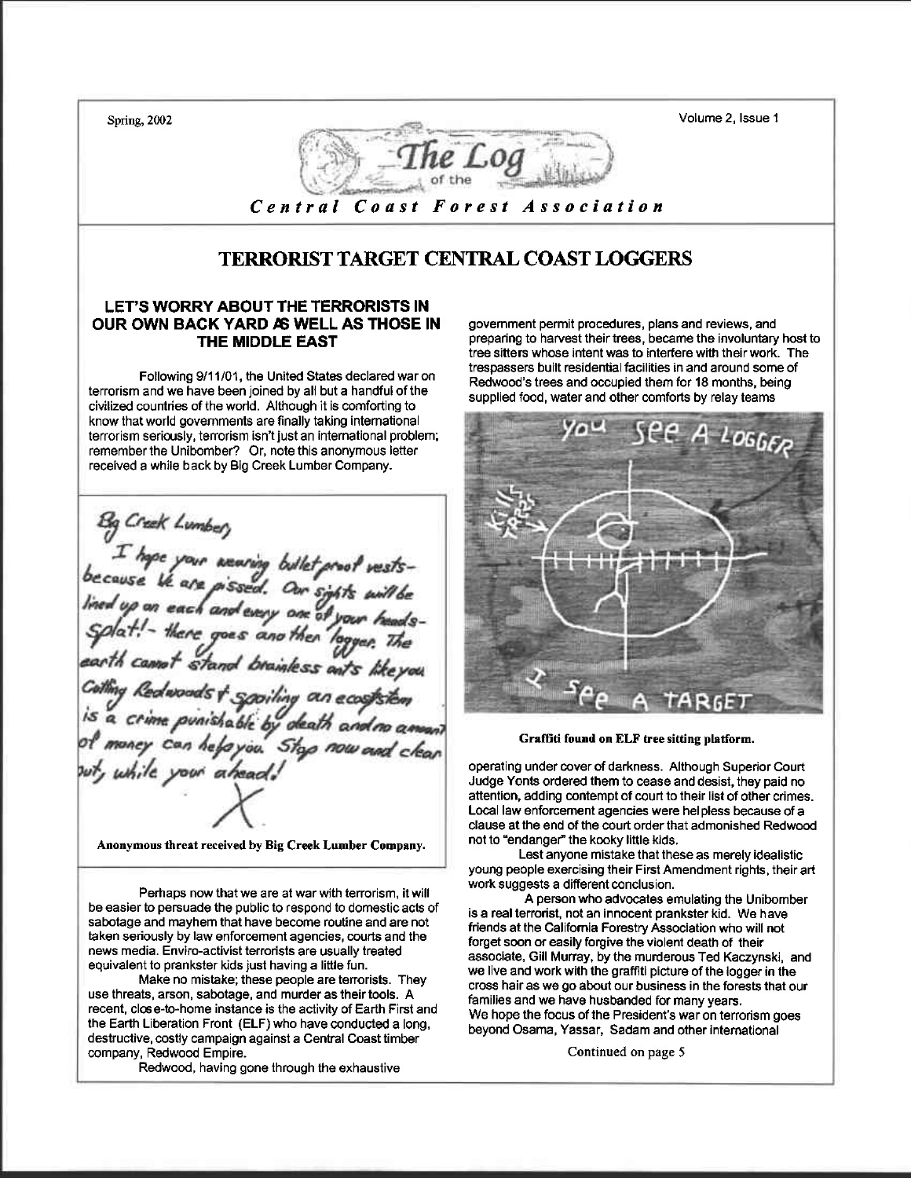Spring, 2002 Volume 2, Issue 1

# The Log of the Central Coast Forest Association

## TERRORIST TARGET CENTRAL COAST LOGGERS

### LET'S WORRY ABOUT THE TERRORISTS IN OUR OWN BACK YARD AS WELL AS THOSE IN THE MIDDLE EAST

Following 9/11/01, the United States declared war on terrorism and we have been joined by all but a handful of the civilized countries of the world. Although it is comforting to know that world governments are finally taking international terrorism seriously, terrorism isn't just an international problem; remember the Unibomber? Or, note this anonymous letter received a while back by Big Creek Lumber Company.

> Big Creek Lumber,
> I hope your wearing bullet proof vests- because we are pissed. Our sights will be lined up on each and every one of your heads- Splat!- there goes another logger. The earth cannot stand brainless ants like you. Cutting Redwoods & spoiling an ecosystem is a crime punishable by death and no amount of money can help you. Stop now and clear out, while your ahead!
> X

**Anonymous threat received by Big Creek Lumber Company.**

Perhaps now that we are at war with terrorism, it will be easier to persuade the public to respond to domestic acts of sabotage and mayhem that have become routine and are not taken seriously by law enforcement agencies, courts and the news media. Enviro-activist terrorists are usually treated equivalent to prankster kids just having a little fun.

Make no mistake; these people are terrorists. They use threats, arson, sabotage, and murder as their tools. A recent, close-to-home instance is the activity of Earth First and the Earth Liberation Front (ELF) who have conducted a long, destructive, costly campaign against a Central Coast timber company, Redwood Empire.

Redwood, having gone through the exhaustive government permit procedures, plans and reviews, and preparing to harvest their trees, became the involuntary host to tree sitters whose intent was to interfere with their work. The trespassers built residential facilities in and around some of Redwood's trees and occupied them for 18 months, being supplied food, water and other comforts by relay teams operating under cover of darkness. Although Superior Court Judge Yonts ordered them to cease and desist, they paid no attention, adding contempt of court to their list of other crimes. Local law enforcement agencies were helpless because of a clause at the end of the court order that admonished Redwood not to "endanger" the kooky little kids.

**Graffiti found on ELF tree sitting platform.**

Lest anyone mistake that these as merely idealistic young people exercising their First Amendment rights, their art work suggests a different conclusion.

A person who advocates emulating the Unibomber is a real terrorist, not an innocent prankster kid. We have friends at the California Forestry Association who will not forget soon or easily forgive the violent death of their associate, Gill Murray, by the murderous Ted Kaczynski, and we live and work with the graffiti picture of the logger in the cross hair as we go about our business in the forests that our families and we have husbanded for many years.

We hope the focus of the President's war on terrorism goes beyond Osama, Yassar, Sadam and other international

Continued on page 5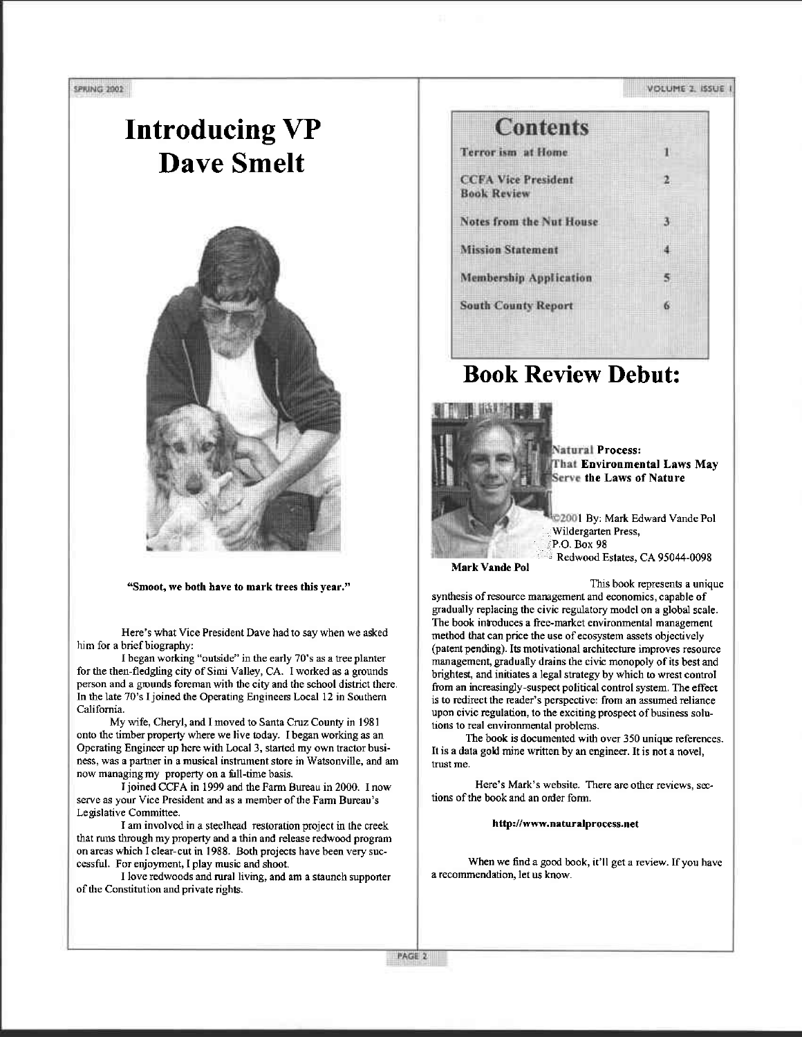# Introducing VP Dave Smelt

"Smoot, we both have to mark trees this year."

Here's what Vice President Dave had to say when we asked him for a brief biography:

I began working "outside" in the early 70's as a tree planter for the then-fledgling city of Simi Valley, CA. I worked as a grounds person and a grounds foreman with the city and the school district there. In the late 70's I joined the Operating Engineers Local 12 in Southern California.

My wife, Cheryl, and I moved to Santa Cruz County in 1981 onto the timber property where we live today. I began working as an Operating Engineer up here with Local 3, started my own tractor business, was a partner in a musical instrument store in Watsonville, and am now managing my property on a full-time basis.

I joined CCFA in 1999 and the Farm Bureau in 2000. I now serve as your Vice President and as a member of the Farm Bureau's Legislative Committee.

I am involved in a steelhead restoration project in the creek that runs through my property and a thin and release redwood program on areas which I clear-cut in 1988. Both projects have been very successful. For enjoyment, I play music and shoot.

I love redwoods and rural living, and am a staunch supporter of the Constitution and private rights.

## Contents

| | |
|---|---|
| Terror ism at Home | 1 |
| CCFA Vice President Book Review | 2 |
| Notes from the Nut House | 3 |
| Mission Statement | 4 |
| Membership Application | 5 |
| South County Report | 6 |

# Book Review Debut:

**Natural Process: That Environmental Laws May Serve the Laws of Nature**

©2001 By: Mark Edward Vande Pol
Wildergarten Press,
P.O. Box 98
Redwood Estates, CA 95044-0098

**Mark Vande Pol**

This book represents a unique synthesis of resource management and economics, capable of gradually replacing the civic regulatory model on a global scale. The book introduces a free-market environmental management method that can price the use of ecosystem assets objectively (patent pending). Its motivational architecture improves resource management, gradually drains the civic monopoly of its best and brightest, and initiates a legal strategy by which to wrest control from an increasingly-suspect political control system. The effect is to redirect the reader's perspective: from an assumed reliance upon civic regulation, to the exciting prospect of business solutions to real environmental problems.

The book is documented with over 350 unique references. It is a data gold mine written by an engineer. It is not a novel, trust me.

Here's Mark's website. There are other reviews, sections of the book and an order form.

**http://www.naturalprocess.net**

When we find a good book, it'll get a review. If you have a recommendation, let us know.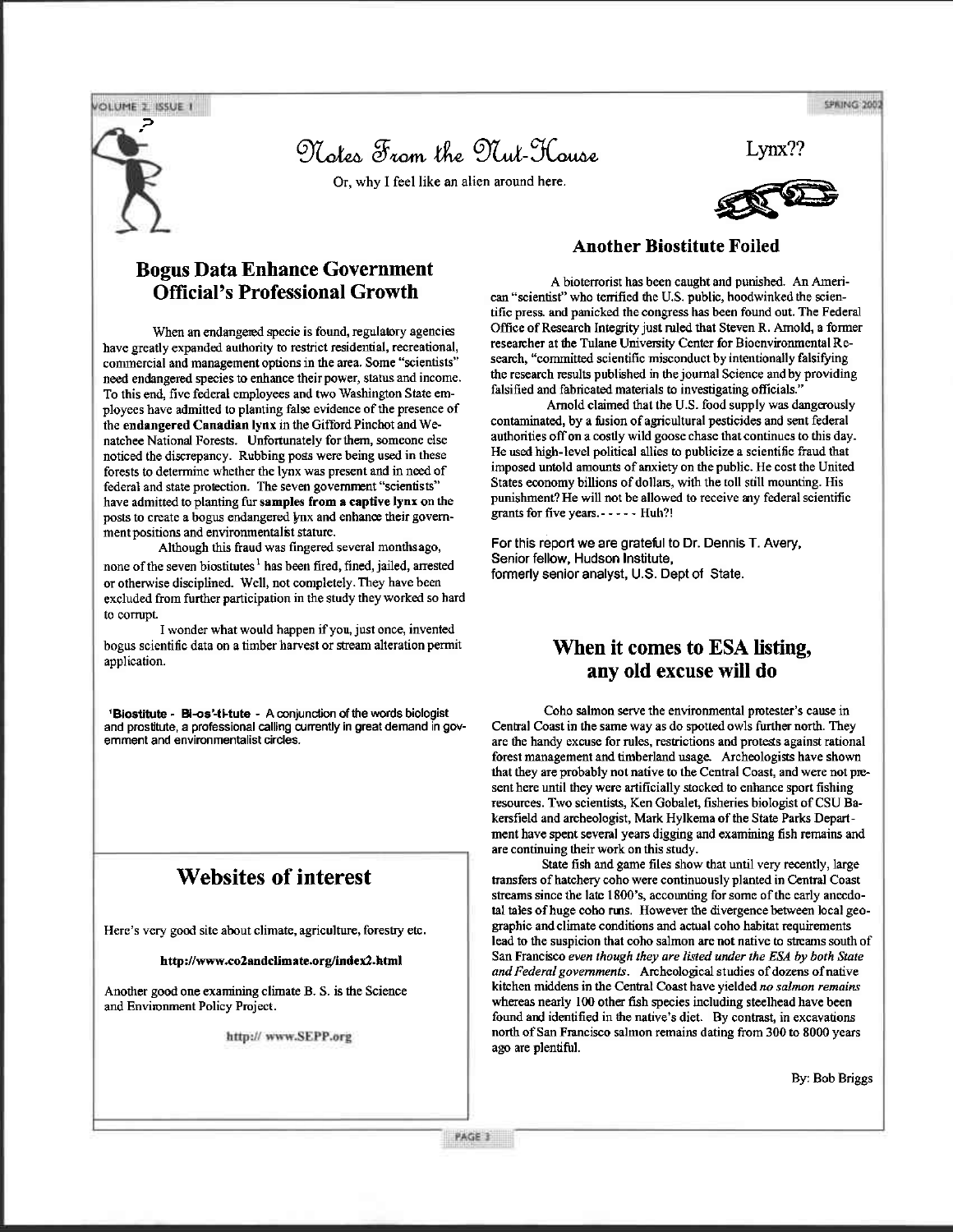# Notes From the Nut-House

Or, why I feel like an alien around here.

Lynx??

## Bogus Data Enhance Government Official's Professional Growth

When an endangered specie is found, regulatory agencies have greatly expanded authority to restrict residential, recreational, commercial and management options in the area. Some "scientists" need endangered species to enhance their power, status and income. To this end, five federal employees and two Washington State employees have admitted to planting false evidence of the presence of the **endangered Canadian lynx** in the Gifford Pinchot and Wenatchee National Forests. Unfortunately for them, someone else noticed the discrepancy. Rubbing posts were being used in these forests to determine whether the lynx was present and in need of federal and state protection. The seven government "scientists" have admitted to planting fur **samples from a captive lynx** on the posts to create a bogus endangered lynx and enhance their government positions and environmentalist stature.

Although this fraud was fingered several months ago, none of the seven biostitutes[1] has been fired, fined, jailed, arrested or otherwise disciplined. Well, not completely. They have been excluded from further participation in the study they worked so hard to corrupt.

I wonder what would happen if you, just once, invented bogus scientific data on a timber harvest or stream alteration permit application.

[1]**Biostitute - Bi-os'-ti-tute** - A conjunction of the words biologist and prostitute, a professional calling currently in great demand in government and environmentalist circles.

## Another Biostitute Foiled

A bioterrorist has been caught and punished. An American "scientist" who terrified the U.S. public, hoodwinked the scientific press and panicked the congress has been found out. The Federal Office of Research Integrity just ruled that Steven R. Arnold, a former researcher at the Tulane University Center for Bioenvironmental Research, "committed scientific misconduct by intentionally falsifying the research results published in the journal Science and by providing falsified and fabricated materials to investigating officials."

Arnold claimed that the U.S. food supply was dangerously contaminated, by a fusion of agricultural pesticides and sent federal authorities off on a costly wild goose chase that continues to this day. He used high-level political allies to publicize a scientific fraud that imposed untold amounts of anxiety on the public. He cost the United States economy billions of dollars, with the toll still mounting. His punishment? He will not be allowed to receive any federal scientific grants for five years.- - - - - Huh?!

For this report we are grateful to Dr. Dennis T. Avery, Senior fellow, Hudson Institute, formerly senior analyst, U.S. Dept of State.

## When it comes to ESA listing, any old excuse will do

Coho salmon serve the environmental protester's cause in Central Coast in the same way as do spotted owls further north. They are the handy excuse for rules, restrictions and protests against rational forest management and timberland usage. Archeologists have shown that they are probably not native to the Central Coast, and were not present here until they were artificially stocked to enhance sport fishing resources. Two scientists, Ken Gobalet, fisheries biologist of CSU Bakersfield and archeologist, Mark Hylkema of the State Parks Department have spent several years digging and examining fish remains and are continuing their work on this study.

State fish and game files show that until very recently, large transfers of hatchery coho were continuously planted in Central Coast streams since the late 1800's, accounting for some of the early anecdotal tales of huge coho runs. However the divergence between local geographic and climate conditions and actual coho habitat requirements lead to the suspicion that coho salmon are not native to streams south of San Francisco *even though they are listed under the ESA by both State and Federal governments*. Archeological studies of dozens of native kitchen middens in the Central Coast have yielded *no salmon remains* whereas nearly 100 other fish species including steelhead have been found and identified in the native's diet. By contrast, in excavations north of San Francisco salmon remains dating from 300 to 8000 years ago are plentiful.

By: Bob Briggs

## Websites of interest

Here's very good site about climate, agriculture, forestry etc.

**http://www.co2andclimate.org/index2.html**

Another good one examining climate B. S. is the Science and Environment Policy Project.

http:// www.SEPP.org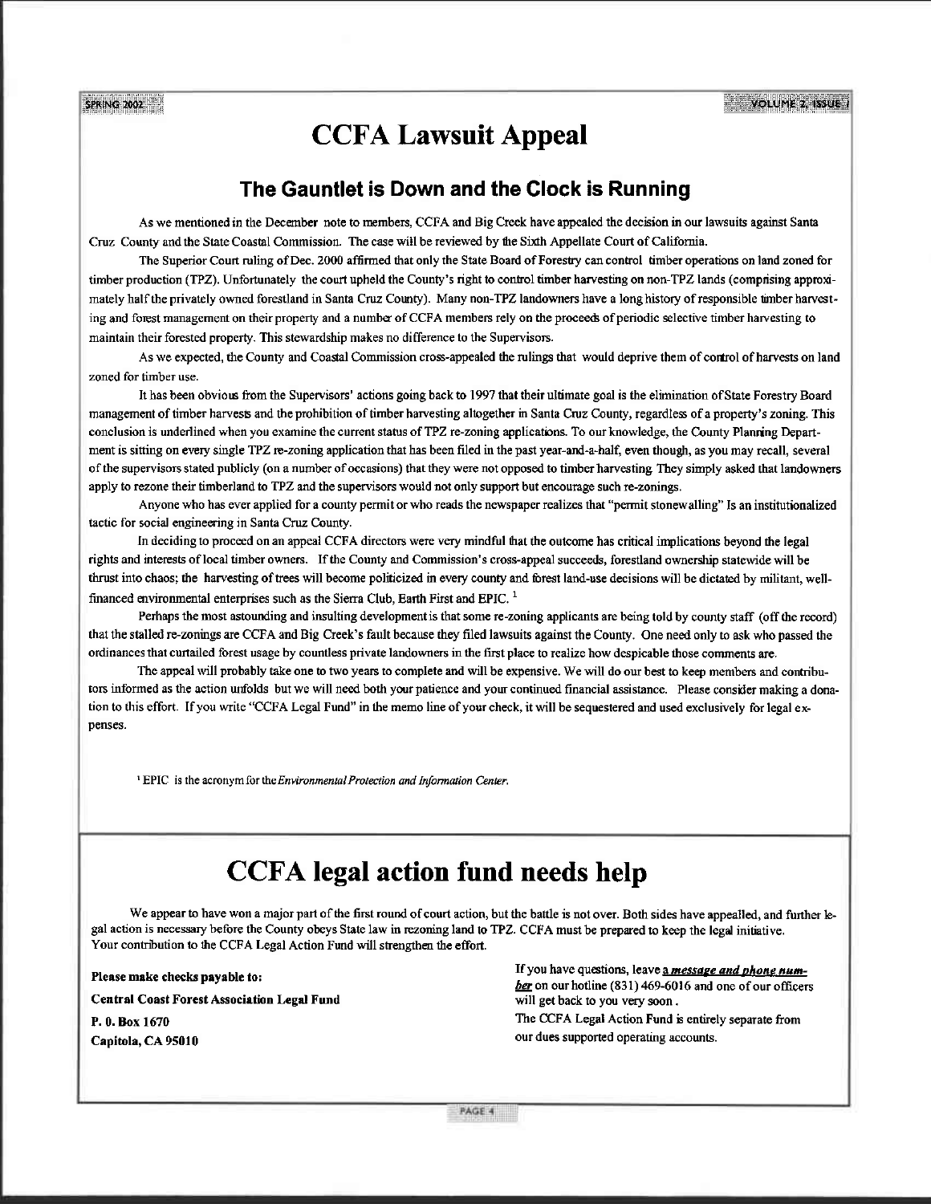# CCFA Lawsuit Appeal

## The Gauntlet is Down and the Clock is Running

As we mentioned in the December note to members, CCFA and Big Creek have appealed the decision in our lawsuits against Santa Cruz County and the State Coastal Commission. The case will be reviewed by the Sixth Appellate Court of California.

The Superior Court ruling of Dec. 2000 affirmed that only the State Board of Forestry can control timber operations on land zoned for timber production (TPZ). Unfortunately the court upheld the County's right to control timber harvesting on non-TPZ lands (comprising approximately half the privately owned forestland in Santa Cruz County). Many non-TPZ landowners have a long history of responsible timber harvesting and forest management on their property and a number of CCFA members rely on the proceeds of periodic selective timber harvesting to maintain their forested property. This stewardship makes no difference to the Supervisors.

As we expected, the County and Coastal Commission cross-appealed the rulings that would deprive them of control of harvests on land zoned for timber use.

It has been obvious from the Supervisors' actions going back to 1997 that their ultimate goal is the elimination of State Forestry Board management of timber harvests and the prohibition of timber harvesting altogether in Santa Cruz County, regardless of a property's zoning. This conclusion is underlined when you examine the current status of TPZ re-zoning applications. To our knowledge, the County Planning Department is sitting on every single TPZ re-zoning application that has been filed in the past year-and-a-half, even though, as you may recall, several of the supervisors stated publicly (on a number of occasions) that they were not opposed to timber harvesting They simply asked that landowners apply to rezone their timberland to TPZ and the supervisors would not only support but encourage such re-zonings.

Anyone who has ever applied for a county permit or who reads the newspaper realizes that "permit stonewalling" Is an institutionalized tactic for social engineering in Santa Cruz County.

In deciding to proceed on an appeal CCFA directors were very mindful that the outcome has critical implications beyond the legal rights and interests of local timber owners. If the County and Commission's cross-appeal succeeds, forestland ownership statewide will be thrust into chaos; the harvesting of trees will become politicized in every county and forest land-use decisions will be dictated by militant, well-financed environmental enterprises such as the Sierra Club, Earth First and EPIC. [1]

Perhaps the most astounding and insulting development is that some re-zoning applicants are being told by county staff (off the record) that the stalled re-zonings are CCFA and Big Creek's fault because they filed lawsuits against the County. One need only to ask who passed the ordinances that curtailed forest usage by countless private landowners in the first place to realize how despicable those comments are.

The appeal will probably take one to two years to complete and will be expensive. We will do our best to keep members and contributors informed as the action unfolds but we will need both your patience and your continued financial assistance. Please consider making a donation to this effort. If you write "CCFA Legal Fund" in the memo line of your check, it will be sequestered and used exclusively for legal expenses.

[1] EPIC is the acronym for the *Environmental Protection and Information Center.*

# CCFA legal action fund needs help

We appear to have won a major part of the first round of court action, but the battle is not over. Both sides have appealled, and further legal action is necessary before the County obeys State law in rezoning land to TPZ. CCFA must be prepared to keep the legal initiative. Your contribution to the CCFA Legal Action Fund will strengthen the effort.

**Please make checks payable to:**

**Central Coast Forest Association Legal Fund**

**P. 0. Box 1670**

**Capitola, CA 95010**

If you have questions, leave ***a message and phone number*** on our hotline (831) 469-6016 and one of our officers will get back to you very soon.

The CCFA Legal Action Fund is entirely separate from our dues supported operating accounts.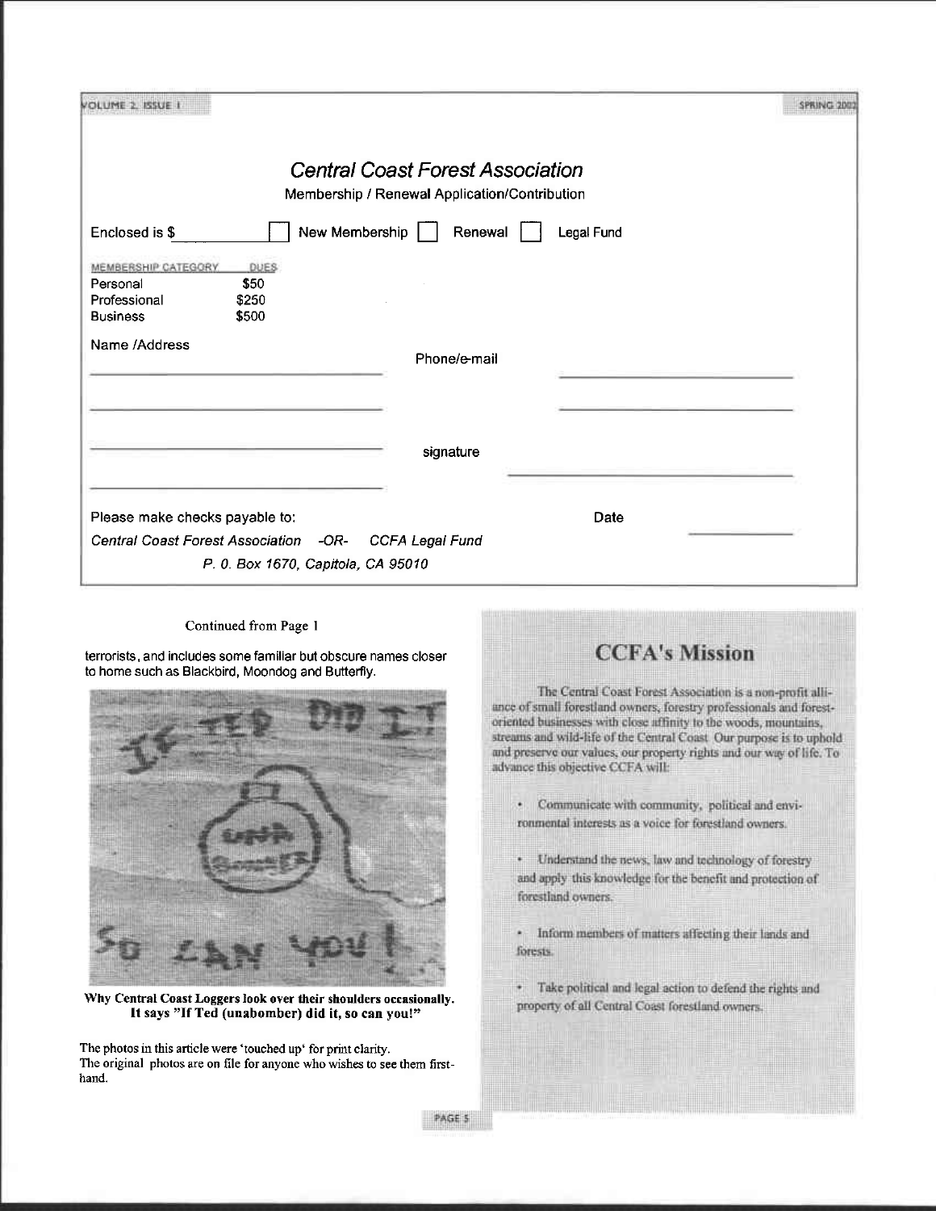## *Central Coast Forest Association*

Membership / Renewal Application/Contribution

Enclosed is $ ________ ☐ New Membership ☐ Renewal ☐ Legal Fund

| MEMBERSHIP CATEGORY | DUES |
| --- | --- |
| Personal | $50 |
| Professional | $250 |
| Business | $500 |

Name /Address ____________________

Phone/e-mail ____________________

signature ____________________

Please make checks payable to:

*Central Coast Forest Association -OR- CCFA Legal Fund*

*P. 0. Box 1670, Capitola, CA 95010*

Date ________

Continued from Page 1

terrorists, and includes some familiar but obscure names closer to home such as Blackbird, Moondog and Butterfly.

**Why Central Coast Loggers look over their shoulders occasionally. It says "If Ted (unabomber) did it, so can you!"**

The photos in this article were 'touched up' for print clarity.
The original photos are on file for anyone who wishes to see them first-hand.

## CCFA's Mission

The Central Coast Forest Association is a non-profit alliance of small forestland owners, forestry professionals and forest-oriented businesses with close affinity to the woods, mountains, streams and wild-life of the Central Coast. Our purpose is to uphold and preserve our values, our property rights and our way of life. To advance this objective CCFA will:

- Communicate with community, political and environmental interests as a voice for forestland owners.
- Understand the news, law and technology of forestry and apply this knowledge for the benefit and protection of forestland owners.
- Inform members of matters affecting their lands and forests.
- Take political and legal action to defend the rights and property of all Central Coast forestland owners.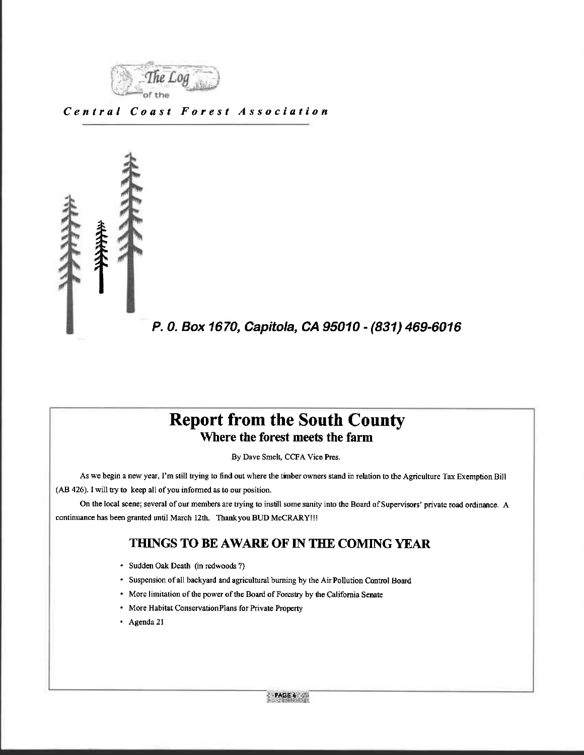The Log of the

*Central Coast Forest Association*

***P. O. Box 1670, Capitola, CA 95010 - (831) 469-6016***

## Report from the South County

### Where the forest meets the farm

By Dave Smelt, CCFA Vice Pres.

As we begin a new year, I'm still trying to find out where the timber owners stand in relation to the Agriculture Tax Exemption Bill (AB 426). I will try to keep all of you informed as to our position.

On the local scene; several of our members are trying to instill some sanity into the Board of Supervisors' private road ordinance. A continuance has been granted until March 12th. Thank you BUD McCRARY!!!

### THINGS TO BE AWARE OF IN THE COMING YEAR

- Sudden Oak Death (in redwoods ?)
- Suspension of all backyard and agricultural burning by the Air Pollution Control Board
- More limitation of the power of the Board of Forestry by the California Senate
- More Habitat Conservation Plans for Private Property
- Agenda 21